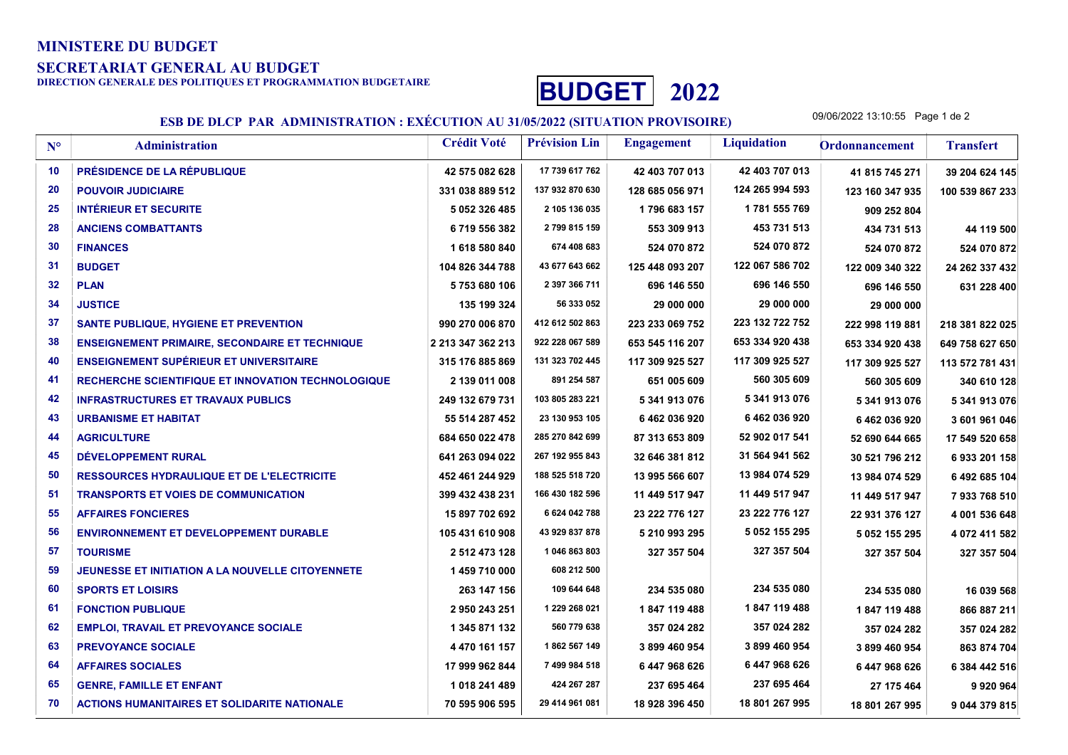**MINISTERE DU BUDGET**

**SECRETARIAT GENERAL AU BUDGET**

**DIRECTION GENERALE DES POLITIQUES ET PROGRAMMATION BUDGETAIRE**

# BUDGET 2022

## ESB DE DLCP PAR ADMINISTRATION : EXÉCUTION AU 31/05/2022 (SITUATION PROVISOIRE)

09/06/2022 13:10:55

| N° | Administration | Crédit Voté | Prévision Lin | Engagement | Liquidation | Ordonnancement | Transfert |
|---|---|---|---|---|---|---|---|
| 10 | PRÉSIDENCE DE LA RÉPUBLIQUE | 42 575 082 628 | 17 739 617 762 | 42 403 707 013 | 42 403 707 013 | 41 815 745 271 | 39 204 624 145 |
| 20 | POUVOIR JUDICIAIRE | 331 038 889 512 | 137 932 870 630 | 128 685 056 971 | 124 265 994 593 | 123 160 347 935 | 100 539 867 233 |
| 25 | INTÉRIEUR ET SECURITE | 5 052 326 485 | 2 105 136 035 | 1 796 683 157 | 1 781 555 769 | 909 252 804 | |
| 28 | ANCIENS COMBATTANTS | 6 719 556 382 | 2 799 815 159 | 553 309 913 | 453 731 513 | 434 731 513 | 44 119 500 |
| 30 | FINANCES | 1 618 580 840 | 674 408 683 | 524 070 872 | 524 070 872 | 524 070 872 | 524 070 872 |
| 31 | BUDGET | 104 826 344 788 | 43 677 643 662 | 125 448 093 207 | 122 067 586 702 | 122 009 340 322 | 24 262 337 432 |
| 32 | PLAN | 5 753 680 106 | 2 397 366 711 | 696 146 550 | 696 146 550 | 696 146 550 | 631 228 400 |
| 34 | JUSTICE | 135 199 324 | 56 333 052 | 29 000 000 | 29 000 000 | 29 000 000 | |
| 37 | SANTE PUBLIQUE, HYGIENE ET PREVENTION | 990 270 006 870 | 412 612 502 863 | 223 233 069 752 | 223 132 722 752 | 222 998 119 881 | 218 381 822 025 |
| 38 | ENSEIGNEMENT PRIMAIRE, SECONDAIRE ET TECHNIQUE | 2 213 347 362 213 | 922 228 067 589 | 653 545 116 207 | 653 334 920 438 | 653 334 920 438 | 649 758 627 650 |
| 40 | ENSEIGNEMENT SUPÉRIEUR ET UNIVERSITAIRE | 315 176 885 869 | 131 323 702 445 | 117 309 925 527 | 117 309 925 527 | 117 309 925 527 | 113 572 781 431 |
| 41 | RECHERCHE SCIENTIFIQUE ET INNOVATION TECHNOLOGIQUE | 2 139 011 008 | 891 254 587 | 651 005 609 | 560 305 609 | 560 305 609 | 340 610 128 |
| 42 | INFRASTRUCTURES ET TRAVAUX PUBLICS | 249 132 679 731 | 103 805 283 221 | 5 341 913 076 | 5 341 913 076 | 5 341 913 076 | 5 341 913 076 |
| 43 | URBANISME ET HABITAT | 55 514 287 452 | 23 130 953 105 | 6 462 036 920 | 6 462 036 920 | 6 462 036 920 | 3 601 961 046 |
| 44 | AGRICULTURE | 684 650 022 478 | 285 270 842 699 | 87 313 653 809 | 52 902 017 541 | 52 690 644 665 | 17 549 520 658 |
| 45 | DÉVELOPPEMENT RURAL | 641 263 094 022 | 267 192 955 843 | 32 646 381 812 | 31 564 941 562 | 30 521 796 212 | 6 933 201 158 |
| 50 | RESSOURCES HYDRAULIQUE ET DE L'ELECTRICITE | 452 461 244 929 | 188 525 518 720 | 13 995 566 607 | 13 984 074 529 | 13 984 074 529 | 6 492 685 104 |
| 51 | TRANSPORTS ET VOIES DE COMMUNICATION | 399 432 438 231 | 166 430 182 596 | 11 449 517 947 | 11 449 517 947 | 11 449 517 947 | 7 933 768 510 |
| 55 | AFFAIRES FONCIERES | 15 897 702 692 | 6 624 042 788 | 23 222 776 127 | 23 222 776 127 | 22 931 376 127 | 4 001 536 648 |
| 56 | ENVIRONNEMENT ET DEVELOPPEMENT DURABLE | 105 431 610 908 | 43 929 837 878 | 5 210 993 295 | 5 052 155 295 | 5 052 155 295 | 4 072 411 582 |
| 57 | TOURISME | 2 512 473 128 | 1 046 863 803 | 327 357 504 | 327 357 504 | 327 357 504 | 327 357 504 |
| 59 | JEUNESSE ET INITIATION A LA NOUVELLE CITOYENNETE | 1 459 710 000 | 608 212 500 | | | | |
| 60 | SPORTS ET LOISIRS | 263 147 156 | 109 644 648 | 234 535 080 | 234 535 080 | 234 535 080 | 16 039 568 |
| 61 | FONCTION PUBLIQUE | 2 950 243 251 | 1 229 268 021 | 1 847 119 488 | 1 847 119 488 | 1 847 119 488 | 866 887 211 |
| 62 | EMPLOI, TRAVAIL ET PREVOYANCE SOCIALE | 1 345 871 132 | 560 779 638 | 357 024 282 | 357 024 282 | 357 024 282 | 357 024 282 |
| 63 | PREVOYANCE SOCIALE | 4 470 161 157 | 1 862 567 149 | 3 899 460 954 | 3 899 460 954 | 3 899 460 954 | 863 874 704 |
| 64 | AFFAIRES SOCIALES | 17 999 962 844 | 7 499 984 518 | 6 447 968 626 | 6 447 968 626 | 6 447 968 626 | 6 384 442 516 |
| 65 | GENRE, FAMILLE ET ENFANT | 1 018 241 489 | 424 267 287 | 237 695 464 | 237 695 464 | 27 175 464 | 9 920 964 |
| 70 | ACTIONS HUMANITAIRES ET SOLIDARITE NATIONALE | 70 595 906 595 | 29 414 961 081 | 18 928 396 450 | 18 801 267 995 | 18 801 267 995 | 9 044 379 815 |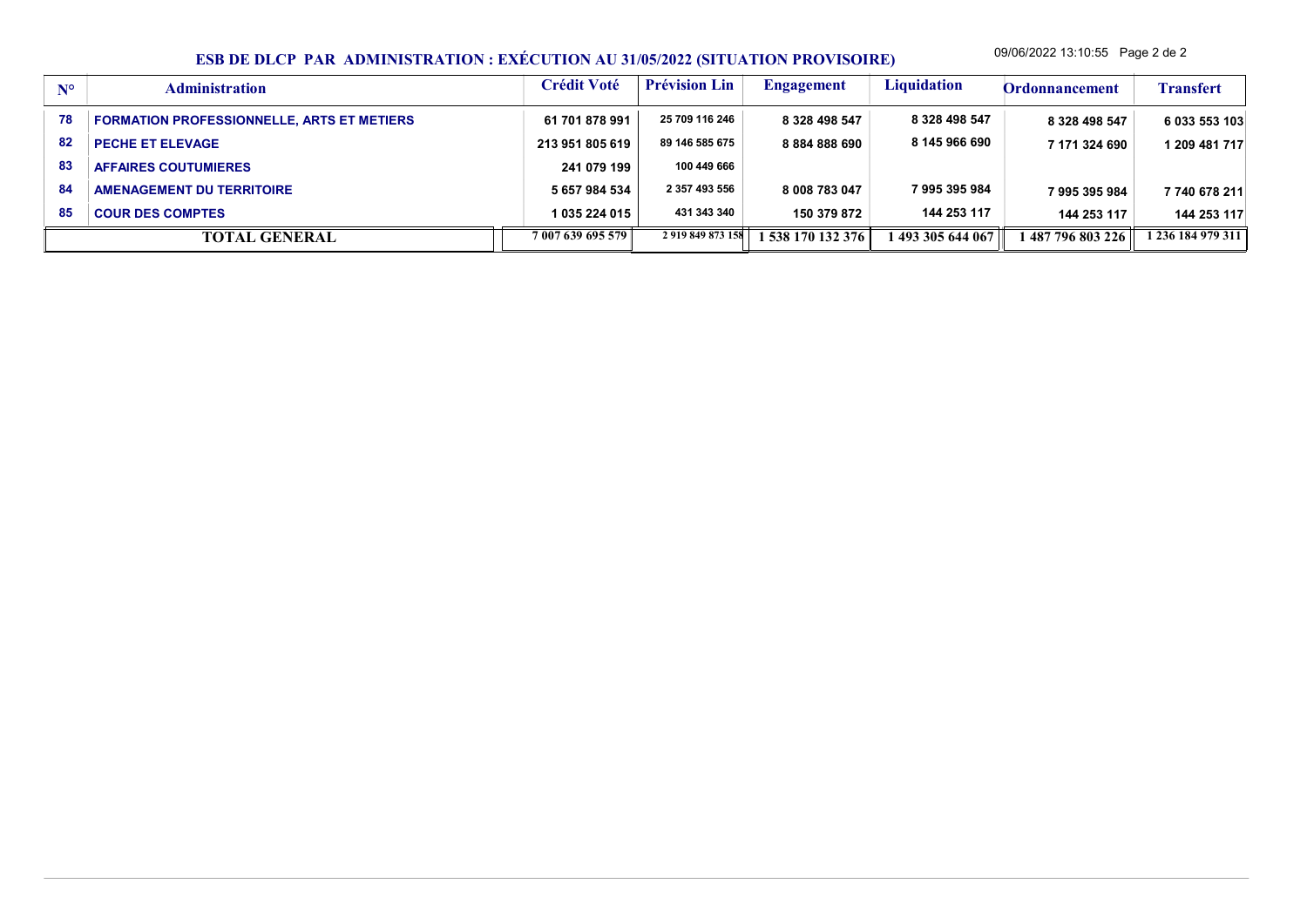# ESB DE DLCP PAR ADMINISTRATION : EXÉCUTION AU 31/05/2022 (SITUATION PROVISOIRE)

| N° | Administration | Crédit Voté | Prévision Lin | Engagement | Liquidation | Ordonnancement | Transfert |
|---|---|---|---|---|---|---|---|
| 78 | FORMATION PROFESSIONNELLE, ARTS ET METIERS | 61 701 878 991 | 25 709 116 246 | 8 328 498 547 | 8 328 498 547 | 8 328 498 547 | 6 033 553 103 |
| 82 | PECHE ET ELEVAGE | 213 951 805 619 | 89 146 585 675 | 8 884 888 690 | 8 145 966 690 | 7 171 324 690 | 1 209 481 717 |
| 83 | AFFAIRES COUTUMIERES | 241 079 199 | 100 449 666 | | | | |
| 84 | AMENAGEMENT DU TERRITOIRE | 5 657 984 534 | 2 357 493 556 | 8 008 783 047 | 7 995 395 984 | 7 995 395 984 | 7 740 678 211 |
| 85 | COUR DES COMPTES | 1 035 224 015 | 431 343 340 | 150 379 872 | 144 253 117 | 144 253 117 | 144 253 117 |
| | **TOTAL GENERAL** | 7 007 639 695 579 | 2 919 849 873 158 | 1 538 170 132 376 | 1 493 305 644 067 | 1 487 796 803 226 | 1 236 184 979 311 |